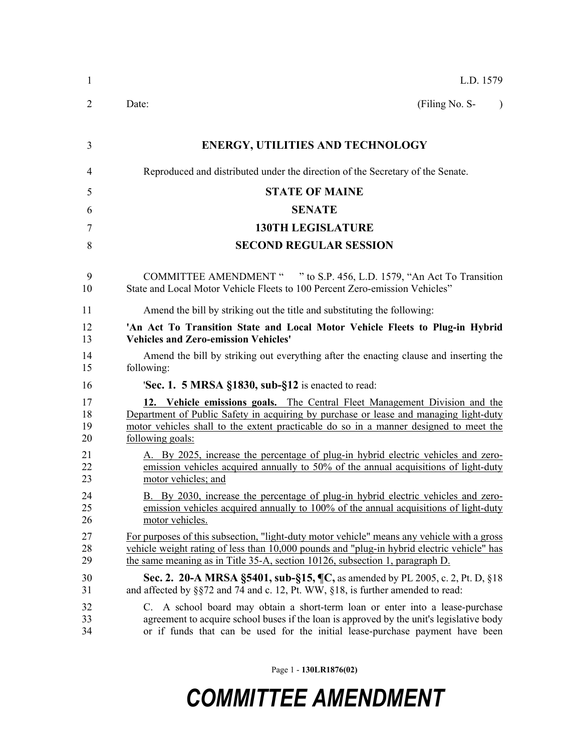L.D. 1579

Date: (Filing No. S- )

# ENERGY, UTILITIES AND TECHNOLOGY

Reproduced and distributed under the direction of the Secretary of the Senate.

## STATE OF MAINE

## SENATE

## 130TH LEGISLATURE

## SECOND REGULAR SESSION

COMMITTEE AMENDMENT " " to S.P. 456, L.D. 1579, "An Act To Transition State and Local Motor Vehicle Fleets to 100 Percent Zero-emission Vehicles"

Amend the bill by striking out the title and substituting the following:

**'An Act To Transition State and Local Motor Vehicle Fleets to Plug-in Hybrid Vehicles and Zero-emission Vehicles'**

Amend the bill by striking out everything after the enacting clause and inserting the following:

'**Sec. 1. 5 MRSA §1830, sub-§12** is enacted to read:

**12. Vehicle emissions goals.** The Central Fleet Management Division and the Department of Public Safety in acquiring by purchase or lease and managing light-duty motor vehicles shall to the extent practicable do so in a manner designed to meet the following goals:

A. By 2025, increase the percentage of plug-in hybrid electric vehicles and zero-emission vehicles acquired annually to 50% of the annual acquisitions of light-duty motor vehicles; and

B. By 2030, increase the percentage of plug-in hybrid electric vehicles and zero-emission vehicles acquired annually to 100% of the annual acquisitions of light-duty motor vehicles.

For purposes of this subsection, "light-duty motor vehicle" means any vehicle with a gross vehicle weight rating of less than 10,000 pounds and "plug-in hybrid electric vehicle" has the same meaning as in Title 35-A, section 10126, subsection 1, paragraph D.

**Sec. 2. 20-A MRSA §5401, sub-§15, ¶C,** as amended by PL 2005, c. 2, Pt. D, §18 and affected by §§72 and 74 and c. 12, Pt. WW, §18, is further amended to read:

C. A school board may obtain a short-term loan or enter into a lease-purchase agreement to acquire school buses if the loan is approved by the unit's legislative body or if funds that can be used for the initial lease-purchase payment have been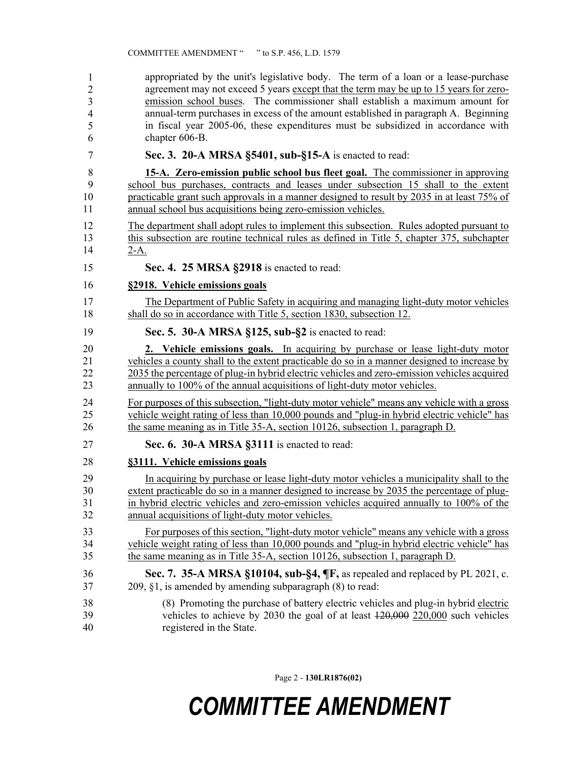appropriated by the unit's legislative body. The term of a loan or a lease-purchase agreement may not exceed 5 years except that the term may be up to 15 years for zero-emission school buses. The commissioner shall establish a maximum amount for annual-term purchases in excess of the amount established in paragraph A. Beginning in fiscal year 2005-06, these expenditures must be subsidized in accordance with chapter 606-B.

**Sec. 3. 20-A MRSA §5401, sub-§15-A** is enacted to read:

**15-A. Zero-emission public school bus fleet goal.** The commissioner in approving school bus purchases, contracts and leases under subsection 15 shall to the extent practicable grant such approvals in a manner designed to result by 2035 in at least 75% of annual school bus acquisitions being zero-emission vehicles.

The department shall adopt rules to implement this subsection. Rules adopted pursuant to this subsection are routine technical rules as defined in Title 5, chapter 375, subchapter 2-A.

**Sec. 4. 25 MRSA §2918** is enacted to read:

**§2918. Vehicle emissions goals**

The Department of Public Safety in acquiring and managing light-duty motor vehicles shall do so in accordance with Title 5, section 1830, subsection 12.

**Sec. 5. 30-A MRSA §125, sub-§2** is enacted to read:

**2. Vehicle emissions goals.** In acquiring by purchase or lease light-duty motor vehicles a county shall to the extent practicable do so in a manner designed to increase by 2035 the percentage of plug-in hybrid electric vehicles and zero-emission vehicles acquired annually to 100% of the annual acquisitions of light-duty motor vehicles.

For purposes of this subsection, "light-duty motor vehicle" means any vehicle with a gross vehicle weight rating of less than 10,000 pounds and "plug-in hybrid electric vehicle" has the same meaning as in Title 35-A, section 10126, subsection 1, paragraph D.

**Sec. 6. 30-A MRSA §3111** is enacted to read:

**§3111. Vehicle emissions goals**

In acquiring by purchase or lease light-duty motor vehicles a municipality shall to the extent practicable do so in a manner designed to increase by 2035 the percentage of plug-in hybrid electric vehicles and zero-emission vehicles acquired annually to 100% of the annual acquisitions of light-duty motor vehicles.

For purposes of this section, "light-duty motor vehicle" means any vehicle with a gross vehicle weight rating of less than 10,000 pounds and "plug-in hybrid electric vehicle" has the same meaning as in Title 35-A, section 10126, subsection 1, paragraph D.

**Sec. 7. 35-A MRSA §10104, sub-§4, ¶F,** as repealed and replaced by PL 2021, c. 209, §1, is amended by amending subparagraph (8) to read:

(8) Promoting the purchase of battery electric vehicles and plug-in hybrid electric vehicles to achieve by 2030 the goal of at least ~~120,000~~ 220,000 such vehicles registered in the State.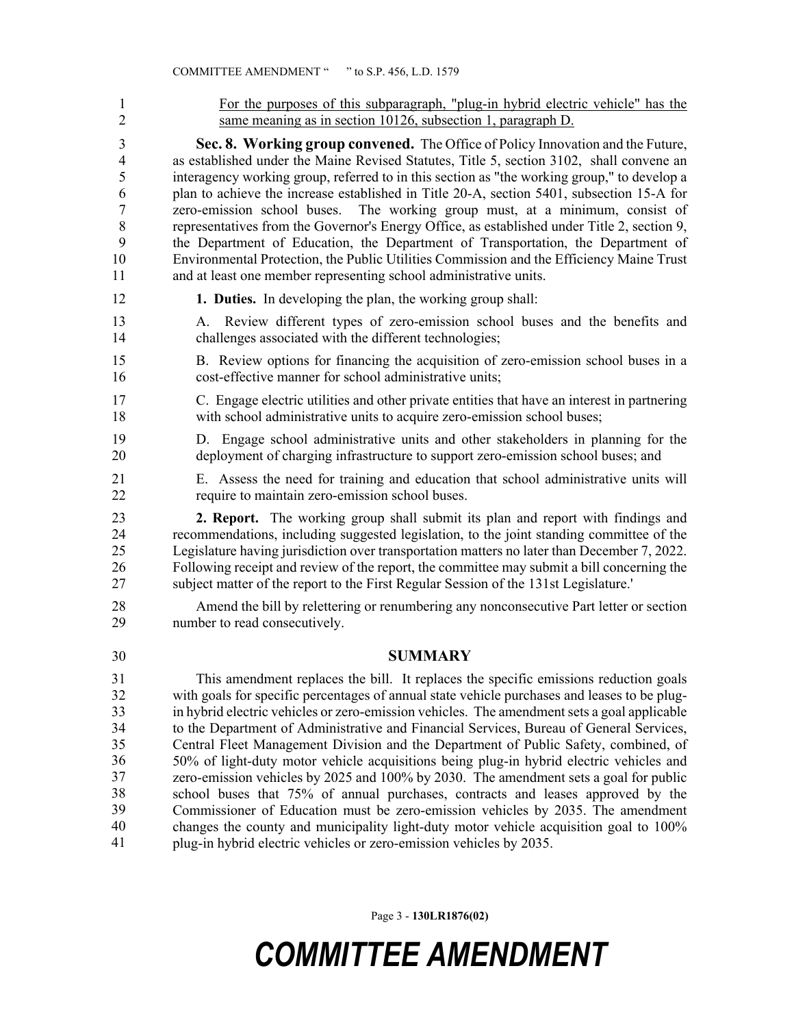For the purposes of this subparagraph, "plug-in hybrid electric vehicle" has the same meaning as in section 10126, subsection 1, paragraph D.

**Sec. 8. Working group convened.** The Office of Policy Innovation and the Future, as established under the Maine Revised Statutes, Title 5, section 3102, shall convene an interagency working group, referred to in this section as "the working group," to develop a plan to achieve the increase established in Title 20-A, section 5401, subsection 15-A for zero-emission school buses. The working group must, at a minimum, consist of representatives from the Governor's Energy Office, as established under Title 2, section 9, the Department of Education, the Department of Transportation, the Department of Environmental Protection, the Public Utilities Commission and the Efficiency Maine Trust and at least one member representing school administrative units.

**1. Duties.** In developing the plan, the working group shall:

A. Review different types of zero-emission school buses and the benefits and challenges associated with the different technologies;

B. Review options for financing the acquisition of zero-emission school buses in a cost-effective manner for school administrative units;

C. Engage electric utilities and other private entities that have an interest in partnering with school administrative units to acquire zero-emission school buses;

D. Engage school administrative units and other stakeholders in planning for the deployment of charging infrastructure to support zero-emission school buses; and

E. Assess the need for training and education that school administrative units will require to maintain zero-emission school buses.

**2. Report.** The working group shall submit its plan and report with findings and recommendations, including suggested legislation, to the joint standing committee of the Legislature having jurisdiction over transportation matters no later than December 7, 2022. Following receipt and review of the report, the committee may submit a bill concerning the subject matter of the report to the First Regular Session of the 131st Legislature.'

Amend the bill by relettering or renumbering any nonconsecutive Part letter or section number to read consecutively.

## SUMMARY

This amendment replaces the bill. It replaces the specific emissions reduction goals with goals for specific percentages of annual state vehicle purchases and leases to be plug-in hybrid electric vehicles or zero-emission vehicles. The amendment sets a goal applicable to the Department of Administrative and Financial Services, Bureau of General Services, Central Fleet Management Division and the Department of Public Safety, combined, of 50% of light-duty motor vehicle acquisitions being plug-in hybrid electric vehicles and zero-emission vehicles by 2025 and 100% by 2030. The amendment sets a goal for public school buses that 75% of annual purchases, contracts and leases approved by the Commissioner of Education must be zero-emission vehicles by 2035. The amendment changes the county and municipality light-duty motor vehicle acquisition goal to 100% plug-in hybrid electric vehicles or zero-emission vehicles by 2035.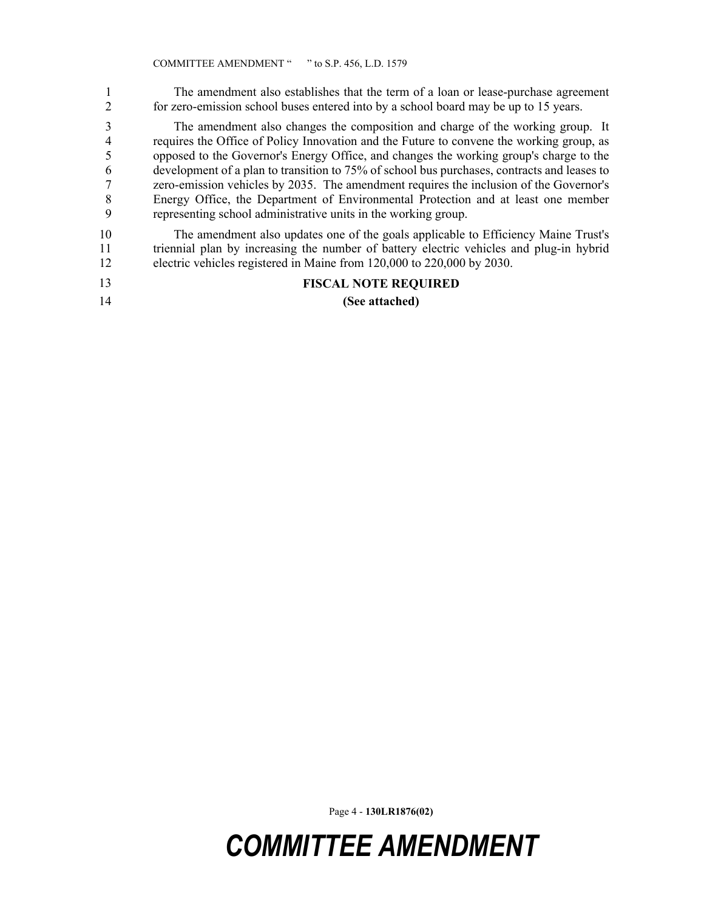The amendment also establishes that the term of a loan or lease-purchase agreement for zero-emission school buses entered into by a school board may be up to 15 years.

The amendment also changes the composition and charge of the working group. It requires the Office of Policy Innovation and the Future to convene the working group, as opposed to the Governor's Energy Office, and changes the working group's charge to the development of a plan to transition to 75% of school bus purchases, contracts and leases to zero-emission vehicles by 2035. The amendment requires the inclusion of the Governor's Energy Office, the Department of Environmental Protection and at least one member representing school administrative units in the working group.

The amendment also updates one of the goals applicable to Efficiency Maine Trust's triennial plan by increasing the number of battery electric vehicles and plug-in hybrid electric vehicles registered in Maine from 120,000 to 220,000 by 2030.

**FISCAL NOTE REQUIRED**

**(See attached)**